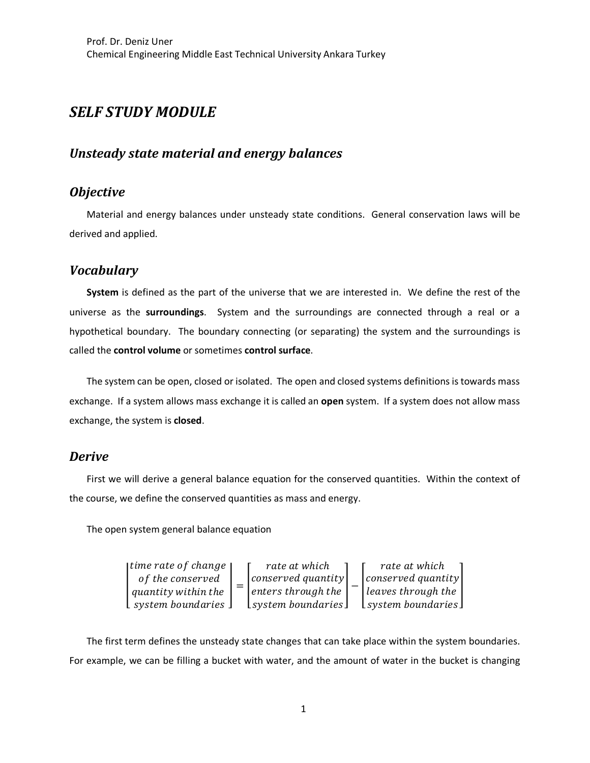Prof. Dr. Deniz Uner
Chemical Engineering Middle East Technical University Ankara Turkey

# *SELF STUDY MODULE*

## *Unsteady state material and energy balances*

## *Objective*

Material and energy balances under unsteady state conditions. General conservation laws will be derived and applied.

## *Vocabulary*

**System** is defined as the part of the universe that we are interested in. We define the rest of the universe as the **surroundings**. System and the surroundings are connected through a real or a hypothetical boundary. The boundary connecting (or separating) the system and the surroundings is called the **control volume** or sometimes **control surface**.

The system can be open, closed or isolated. The open and closed systems definitions is towards mass exchange. If a system allows mass exchange it is called an **open** system. If a system does not allow mass exchange, the system is **closed**.

## *Derive*

First we will derive a general balance equation for the conserved quantities. Within the context of the course, we define the conserved quantities as mass and energy.

The open system general balance equation

$$\begin{bmatrix} time\ rate\ of\ change \\ of\ the\ conserved \\ quantity\ within\ the \\ system\ boundaries \end{bmatrix} = \begin{bmatrix} rate\ at\ which \\ conserved\ quantity \\ enters\ through\ the \\ system\ boundaries \end{bmatrix} - \begin{bmatrix} rate\ at\ which \\ conserved\ quantity \\ leaves\ through\ the \\ system\ boundaries \end{bmatrix}$$

The first term defines the unsteady state changes that can take place within the system boundaries. For example, we can be filling a bucket with water, and the amount of water in the bucket is changing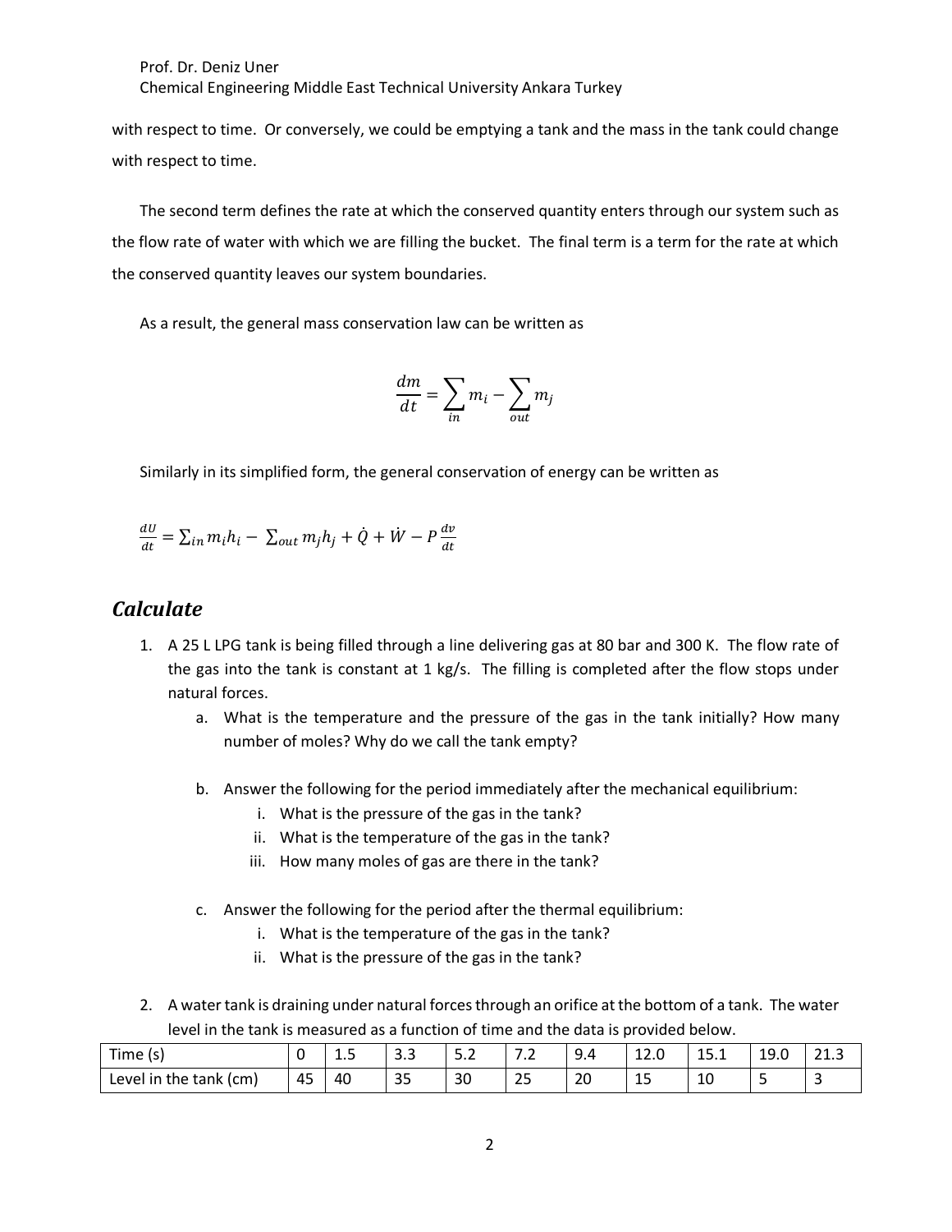with respect to time. Or conversely, we could be emptying a tank and the mass in the tank could change with respect to time.

The second term defines the rate at which the conserved quantity enters through our system such as the flow rate of water with which we are filling the bucket. The final term is a term for the rate at which the conserved quantity leaves our system boundaries.

As a result, the general mass conservation law can be written as

$$\frac{dm}{dt} = \sum_{in} m_i - \sum_{out} m_j$$

Similarly in its simplified form, the general conservation of energy can be written as

$$\frac{dU}{dt} = \sum_{in} m_i h_i - \sum_{out} m_j h_j + \dot{Q} + \dot{W} - P\frac{dv}{dt}$$

## *Calculate*

1. A 25 L LPG tank is being filled through a line delivering gas at 80 bar and 300 K. The flow rate of the gas into the tank is constant at 1 kg/s. The filling is completed after the flow stops under natural forces.
   a. What is the temperature and the pressure of the gas in the tank initially? How many number of moles? Why do we call the tank empty?
   b. Answer the following for the period immediately after the mechanical equilibrium:
      i. What is the pressure of the gas in the tank?
      ii. What is the temperature of the gas in the tank?
      iii. How many moles of gas are there in the tank?
   c. Answer the following for the period after the thermal equilibrium:
      i. What is the temperature of the gas in the tank?
      ii. What is the pressure of the gas in the tank?

2. A water tank is draining under natural forces through an orifice at the bottom of a tank. The water level in the tank is measured as a function of time and the data is provided below.

| Time (s) | 0 | 1.5 | 3.3 | 5.2 | 7.2 | 9.4 | 12.0 | 15.1 | 19.0 | 21.3 |
|---|---|---|---|---|---|---|---|---|---|---|
| Level in the tank (cm) | 45 | 40 | 35 | 30 | 25 | 20 | 15 | 10 | 5 | 3 |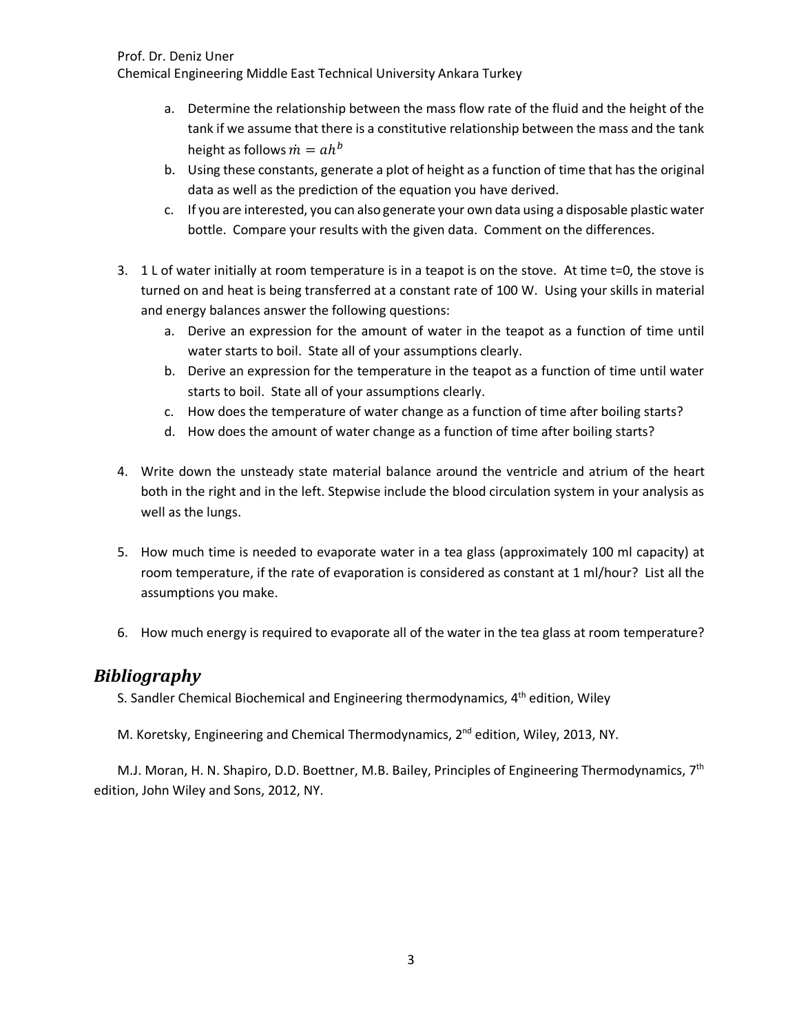a. Determine the relationship between the mass flow rate of the fluid and the height of the tank if we assume that there is a constitutive relationship between the mass and the tank height as follows $\dot{m} = ah^b$

b. Using these constants, generate a plot of height as a function of time that has the original data as well as the prediction of the equation you have derived.

c. If you are interested, you can also generate your own data using a disposable plastic water bottle. Compare your results with the given data. Comment on the differences.

3. 1 L of water initially at room temperature is in a teapot is on the stove. At time t=0, the stove is turned on and heat is being transferred at a constant rate of 100 W. Using your skills in material and energy balances answer the following questions:
   a. Derive an expression for the amount of water in the teapot as a function of time until water starts to boil. State all of your assumptions clearly.
   b. Derive an expression for the temperature in the teapot as a function of time until water starts to boil. State all of your assumptions clearly.
   c. How does the temperature of water change as a function of time after boiling starts?
   d. How does the amount of water change as a function of time after boiling starts?

4. Write down the unsteady state material balance around the ventricle and atrium of the heart both in the right and in the left. Stepwise include the blood circulation system in your analysis as well as the lungs.

5. How much time is needed to evaporate water in a tea glass (approximately 100 ml capacity) at room temperature, if the rate of evaporation is considered as constant at 1 ml/hour? List all the assumptions you make.

6. How much energy is required to evaporate all of the water in the tea glass at room temperature?

## *Bibliography*

S. Sandler Chemical Biochemical and Engineering thermodynamics, 4th edition, Wiley

M. Koretsky, Engineering and Chemical Thermodynamics, 2nd edition, Wiley, 2013, NY.

M.J. Moran, H. N. Shapiro, D.D. Boettner, M.B. Bailey, Principles of Engineering Thermodynamics, 7th edition, John Wiley and Sons, 2012, NY.